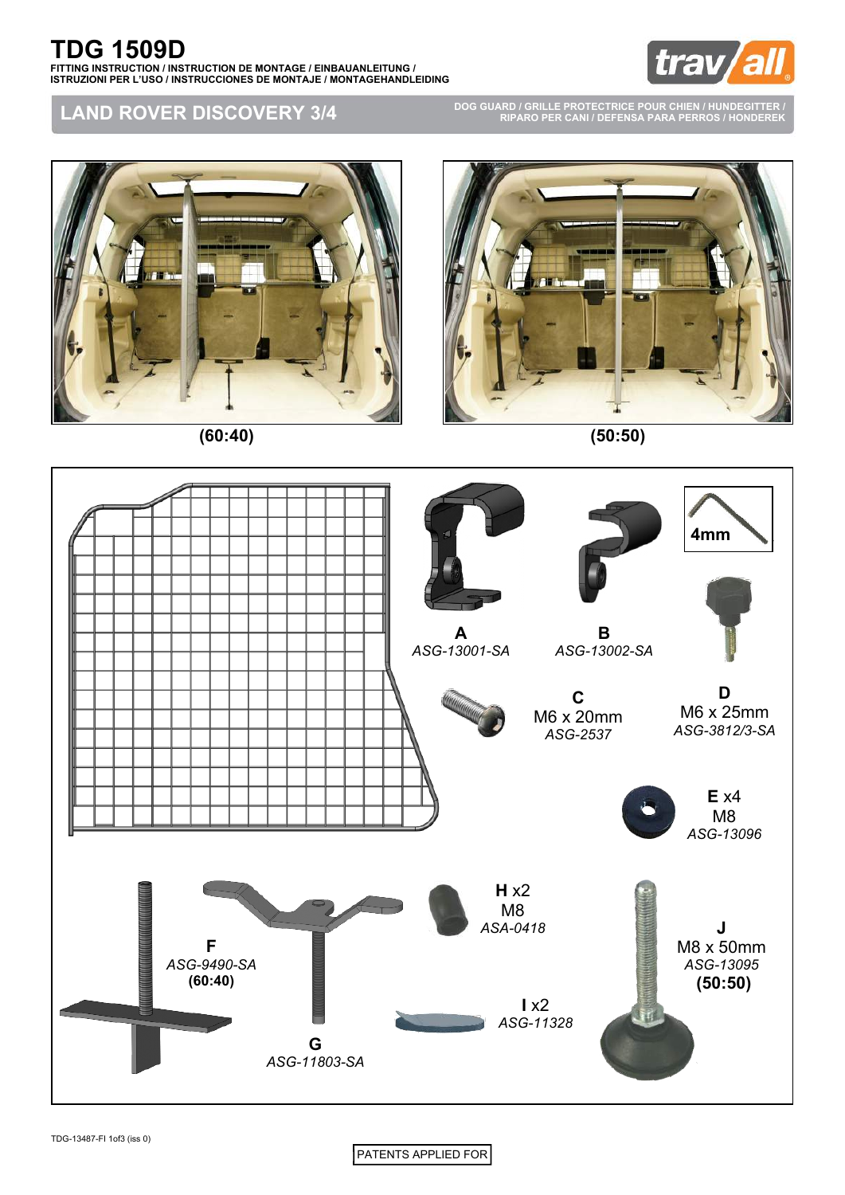# TDG 1509D

**FITTING INSTRUCTION / INSTRUCTION DE MONTAGE / EINBAUANLEITUNG / ISTRUZIONI PER L'USO / INSTRUCCIONES DE MONTAJE / MONTAGEHANDLEIDING**

trav/all

## LAND ROVER DISCOVERY 3/4

**DOG GUARD / GRILLE PROTECTRICE POUR CHIEN / HUNDEGITTER / RIPARO PER CANI / DEFENSA PARA PERROS / HONDEREK**

**(60:40)**

**(50:50)**

**A**
*ASG-13001-SA*

**B**
*ASG-13002-SA*

**4mm**

**C**
M6 x 20mm
*ASG-2537*

**D**
M6 x 25mm
*ASG-3812/3-SA*

**E** x4
M8
*ASG-13096*

**F**
*ASG-9490-SA*
**(60:40)**

**G**
*ASG-11803-SA*

**H** x2
M8
*ASA-0418*

**I** x2
*ASG-11328*

**J**
M8 x 50mm
*ASG-13095*
**(50:50)**

TDG-13487-FI 1of3 (iss 0)

PATENTS APPLIED FOR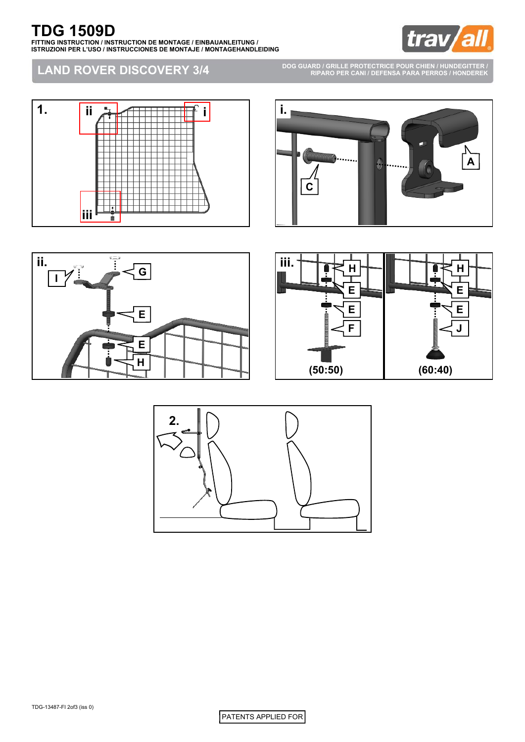# TDG 1509D

FITTING INSTRUCTION / INSTRUCTION DE MONTAGE / EINBAUANLEITUNG / ISTRUZIONI PER L'USO / INSTRUCCIONES DE MONTAJE / MONTAGEHANDLEIDING

## LAND ROVER DISCOVERY 3/4

DOG GUARD / GRILLE PROTECTRICE POUR CHIEN / HUNDEGITTER / RIPARO PER CANI / DEFENSA PARA PERROS / HONDEREK

1. ii i iii

i. A C

ii. I G E E H

iii. H E E F (50:50) H E E J (60:40)

2.

TDG-13487-FI 2of3 (iss 0)

PATENTS APPLIED FOR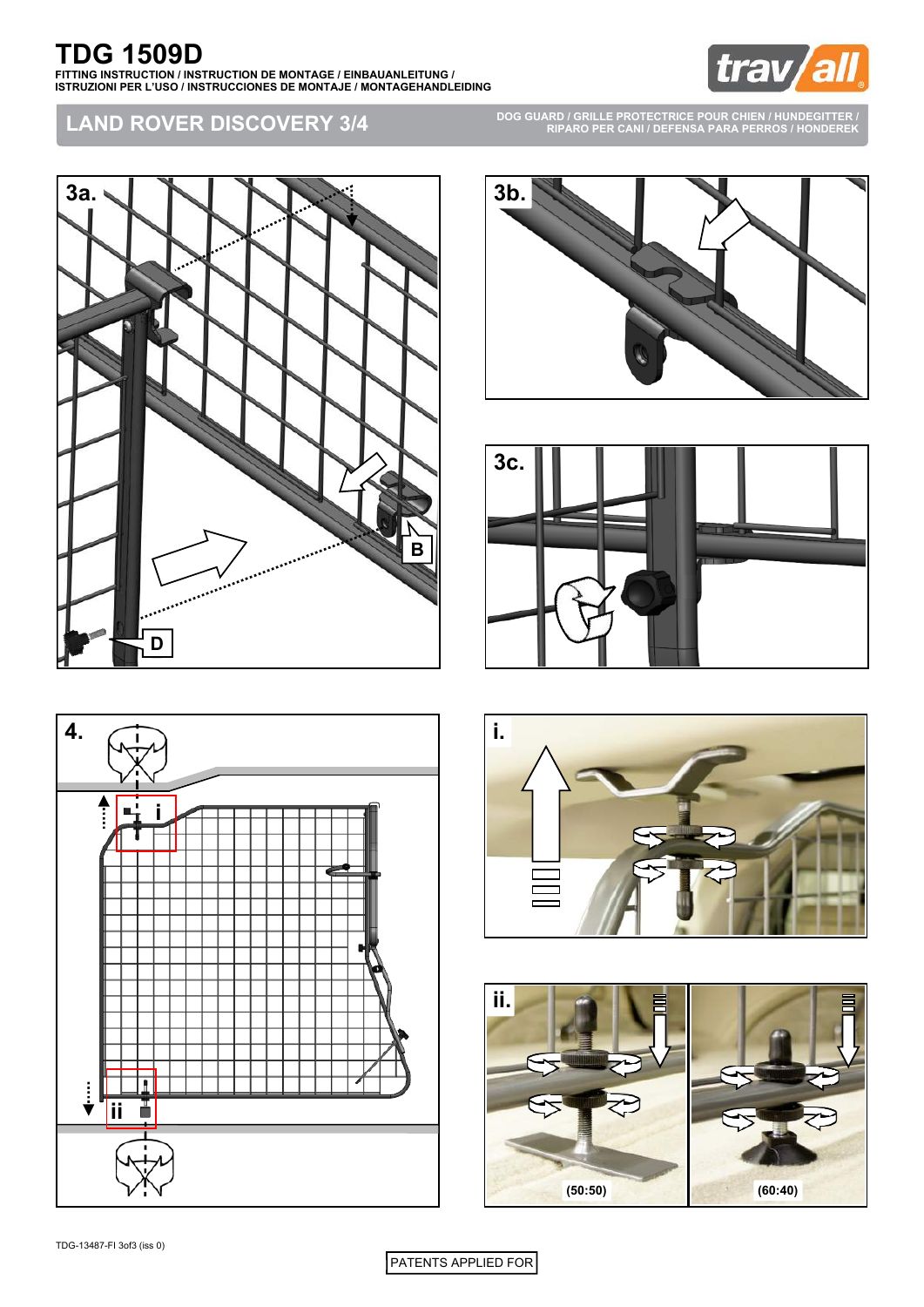# TDG 1509D

FITTING INSTRUCTION / INSTRUCTION DE MONTAGE / EINBAUANLEITUNG / ISTRUZIONI PER L'USO / INSTRUCCIONES DE MONTAJE / MONTAGEHANDLEIDING

## LAND ROVER DISCOVERY 3/4

DOG GUARD / GRILLE PROTECTRICE POUR CHIEN / HUNDEGITTER / RIPARO PER CANI / DEFENSA PARA PERROS / HONDEREK

3a.

B

D

3b.

3c.

4.

i

ii

i.

ii.

(50:50)

(60:40)

TDG-13487-FI 3of3 (iss 0)

PATENTS APPLIED FOR